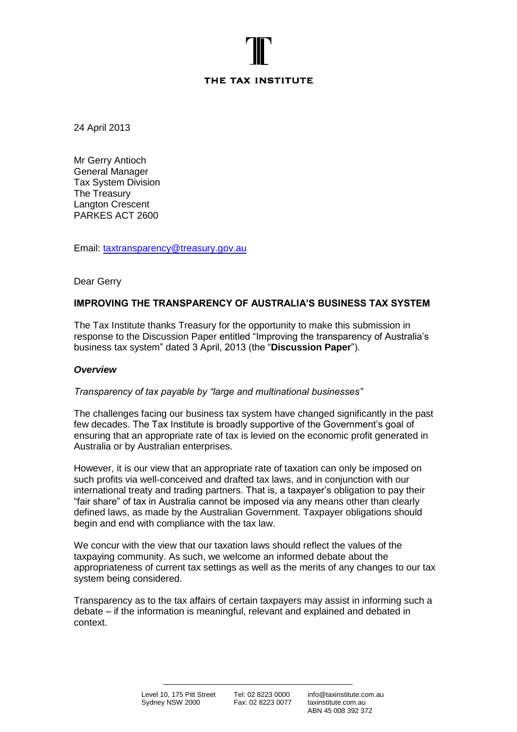# THE TAX INSTITUTE

24 April 2013

Mr Gerry Antioch
General Manager
Tax System Division
The Treasury
Langton Crescent
PARKES ACT 2600

Email: taxtransparency@treasury.gov.au

Dear Gerry

**IMPROVING THE TRANSPARENCY OF AUSTRALIA'S BUSINESS TAX SYSTEM**

The Tax Institute thanks Treasury for the opportunity to make this submission in response to the Discussion Paper entitled "Improving the transparency of Australia's business tax system" dated 3 April, 2013 (the "**Discussion Paper**").

***Overview***

*Transparency of tax payable by "large and multinational businesses"*

The challenges facing our business tax system have changed significantly in the past few decades. The Tax Institute is broadly supportive of the Government's goal of ensuring that an appropriate rate of tax is levied on the economic profit generated in Australia or by Australian enterprises.

However, it is our view that an appropriate rate of taxation can only be imposed on such profits via well-conceived and drafted tax laws, and in conjunction with our international treaty and trading partners. That is, a taxpayer's obligation to pay their "fair share" of tax in Australia cannot be imposed via any means other than clearly defined laws, as made by the Australian Government. Taxpayer obligations should begin and end with compliance with the tax law.

We concur with the view that our taxation laws should reflect the values of the taxpaying community. As such, we welcome an informed debate about the appropriateness of current tax settings as well as the merits of any changes to our tax system being considered.

Transparency as to the tax affairs of certain taxpayers may assist in informing such a debate – if the information is meaningful, relevant and explained and debated in context.

Level 10, 175 Pitt Street
Sydney NSW 2000

Tel: 02 8223 0000
Fax: 02 8223 0077

info@taxinstitute.com.au
taxinstitute.com.au
ABN 45 008 392 372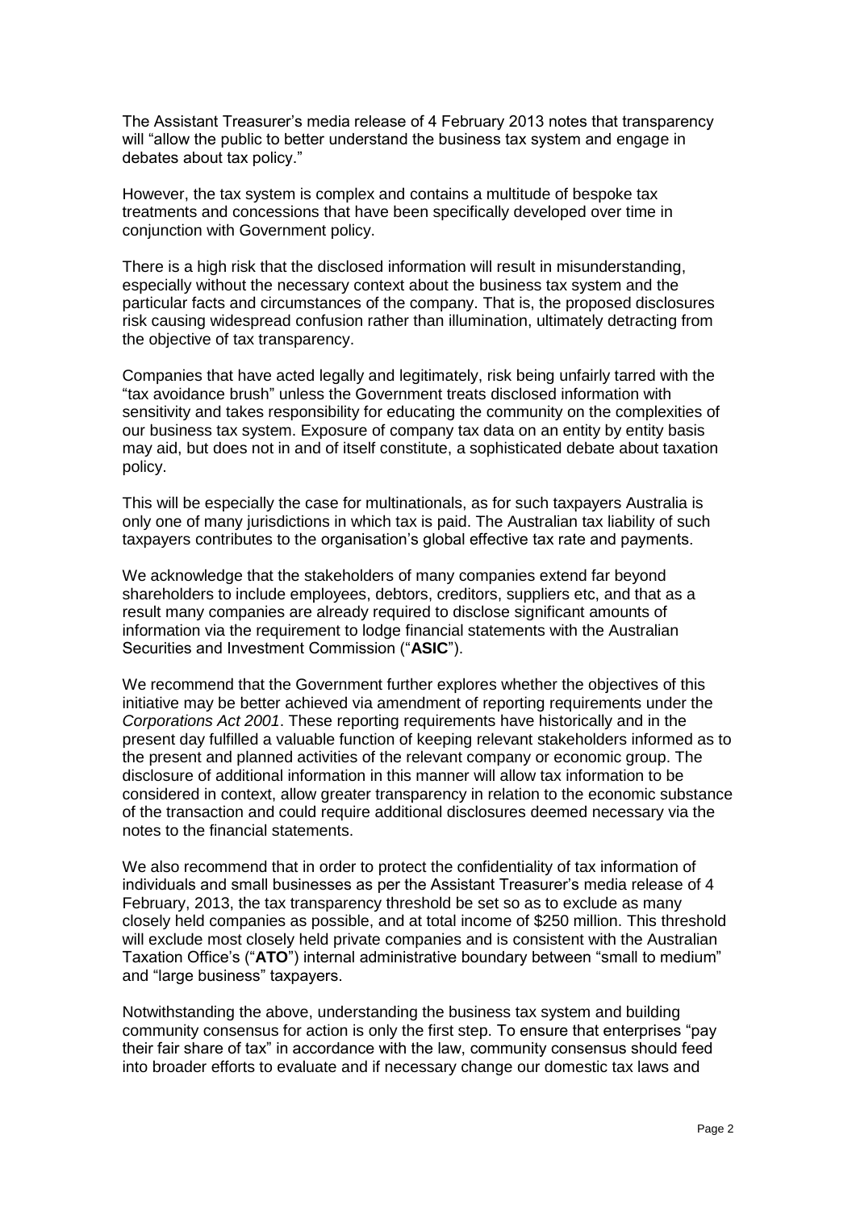The Assistant Treasurer's media release of 4 February 2013 notes that transparency will "allow the public to better understand the business tax system and engage in debates about tax policy."

However, the tax system is complex and contains a multitude of bespoke tax treatments and concessions that have been specifically developed over time in conjunction with Government policy.

There is a high risk that the disclosed information will result in misunderstanding, especially without the necessary context about the business tax system and the particular facts and circumstances of the company. That is, the proposed disclosures risk causing widespread confusion rather than illumination, ultimately detracting from the objective of tax transparency.

Companies that have acted legally and legitimately, risk being unfairly tarred with the "tax avoidance brush" unless the Government treats disclosed information with sensitivity and takes responsibility for educating the community on the complexities of our business tax system. Exposure of company tax data on an entity by entity basis may aid, but does not in and of itself constitute, a sophisticated debate about taxation policy.

This will be especially the case for multinationals, as for such taxpayers Australia is only one of many jurisdictions in which tax is paid. The Australian tax liability of such taxpayers contributes to the organisation's global effective tax rate and payments.

We acknowledge that the stakeholders of many companies extend far beyond shareholders to include employees, debtors, creditors, suppliers etc, and that as a result many companies are already required to disclose significant amounts of information via the requirement to lodge financial statements with the Australian Securities and Investment Commission ("**ASIC**").

We recommend that the Government further explores whether the objectives of this initiative may be better achieved via amendment of reporting requirements under the *Corporations Act 2001*. These reporting requirements have historically and in the present day fulfilled a valuable function of keeping relevant stakeholders informed as to the present and planned activities of the relevant company or economic group. The disclosure of additional information in this manner will allow tax information to be considered in context, allow greater transparency in relation to the economic substance of the transaction and could require additional disclosures deemed necessary via the notes to the financial statements.

We also recommend that in order to protect the confidentiality of tax information of individuals and small businesses as per the Assistant Treasurer's media release of 4 February, 2013, the tax transparency threshold be set so as to exclude as many closely held companies as possible, and at total income of $250 million. This threshold will exclude most closely held private companies and is consistent with the Australian Taxation Office's ("**ATO**") internal administrative boundary between "small to medium" and "large business" taxpayers.

Notwithstanding the above, understanding the business tax system and building community consensus for action is only the first step. To ensure that enterprises "pay their fair share of tax" in accordance with the law, community consensus should feed into broader efforts to evaluate and if necessary change our domestic tax laws and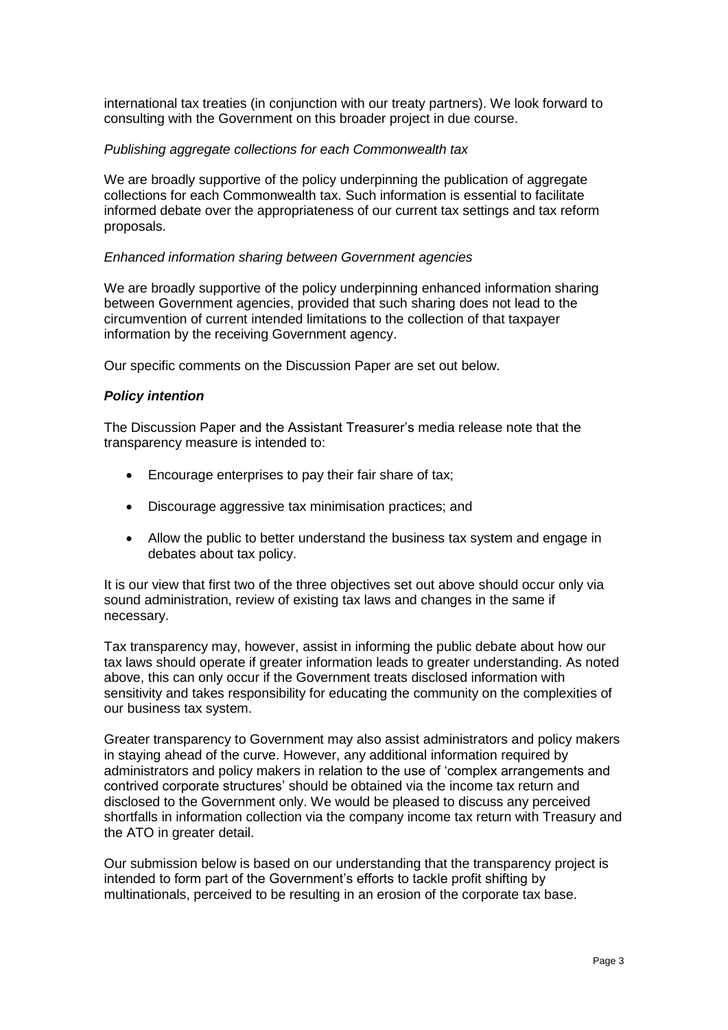international tax treaties (in conjunction with our treaty partners). We look forward to consulting with the Government on this broader project in due course.

*Publishing aggregate collections for each Commonwealth tax*

We are broadly supportive of the policy underpinning the publication of aggregate collections for each Commonwealth tax. Such information is essential to facilitate informed debate over the appropriateness of our current tax settings and tax reform proposals.

*Enhanced information sharing between Government agencies*

We are broadly supportive of the policy underpinning enhanced information sharing between Government agencies, provided that such sharing does not lead to the circumvention of current intended limitations to the collection of that taxpayer information by the receiving Government agency.

Our specific comments on the Discussion Paper are set out below.

***Policy intention***

The Discussion Paper and the Assistant Treasurer's media release note that the transparency measure is intended to:

- Encourage enterprises to pay their fair share of tax;
- Discourage aggressive tax minimisation practices; and
- Allow the public to better understand the business tax system and engage in debates about tax policy.

It is our view that first two of the three objectives set out above should occur only via sound administration, review of existing tax laws and changes in the same if necessary.

Tax transparency may, however, assist in informing the public debate about how our tax laws should operate if greater information leads to greater understanding. As noted above, this can only occur if the Government treats disclosed information with sensitivity and takes responsibility for educating the community on the complexities of our business tax system.

Greater transparency to Government may also assist administrators and policy makers in staying ahead of the curve. However, any additional information required by administrators and policy makers in relation to the use of 'complex arrangements and contrived corporate structures' should be obtained via the income tax return and disclosed to the Government only. We would be pleased to discuss any perceived shortfalls in information collection via the company income tax return with Treasury and the ATO in greater detail.

Our submission below is based on our understanding that the transparency project is intended to form part of the Government's efforts to tackle profit shifting by multinationals, perceived to be resulting in an erosion of the corporate tax base.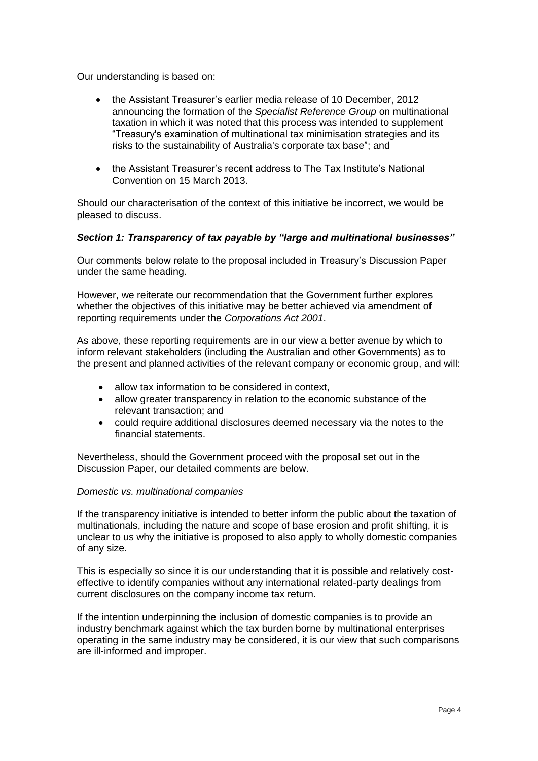Our understanding is based on:

- the Assistant Treasurer's earlier media release of 10 December, 2012 announcing the formation of the *Specialist Reference Group* on multinational taxation in which it was noted that this process was intended to supplement "Treasury's examination of multinational tax minimisation strategies and its risks to the sustainability of Australia's corporate tax base"; and
- the Assistant Treasurer's recent address to The Tax Institute's National Convention on 15 March 2013.

Should our characterisation of the context of this initiative be incorrect, we would be pleased to discuss.

### *Section 1: Transparency of tax payable by "large and multinational businesses"*

Our comments below relate to the proposal included in Treasury's Discussion Paper under the same heading.

However, we reiterate our recommendation that the Government further explores whether the objectives of this initiative may be better achieved via amendment of reporting requirements under the *Corporations Act 2001*.

As above, these reporting requirements are in our view a better avenue by which to inform relevant stakeholders (including the Australian and other Governments) as to the present and planned activities of the relevant company or economic group, and will:

- allow tax information to be considered in context,
- allow greater transparency in relation to the economic substance of the relevant transaction; and
- could require additional disclosures deemed necessary via the notes to the financial statements.

Nevertheless, should the Government proceed with the proposal set out in the Discussion Paper, our detailed comments are below.

*Domestic vs. multinational companies*

If the transparency initiative is intended to better inform the public about the taxation of multinationals, including the nature and scope of base erosion and profit shifting, it is unclear to us why the initiative is proposed to also apply to wholly domestic companies of any size.

This is especially so since it is our understanding that it is possible and relatively cost-effective to identify companies without any international related-party dealings from current disclosures on the company income tax return.

If the intention underpinning the inclusion of domestic companies is to provide an industry benchmark against which the tax burden borne by multinational enterprises operating in the same industry may be considered, it is our view that such comparisons are ill-informed and improper.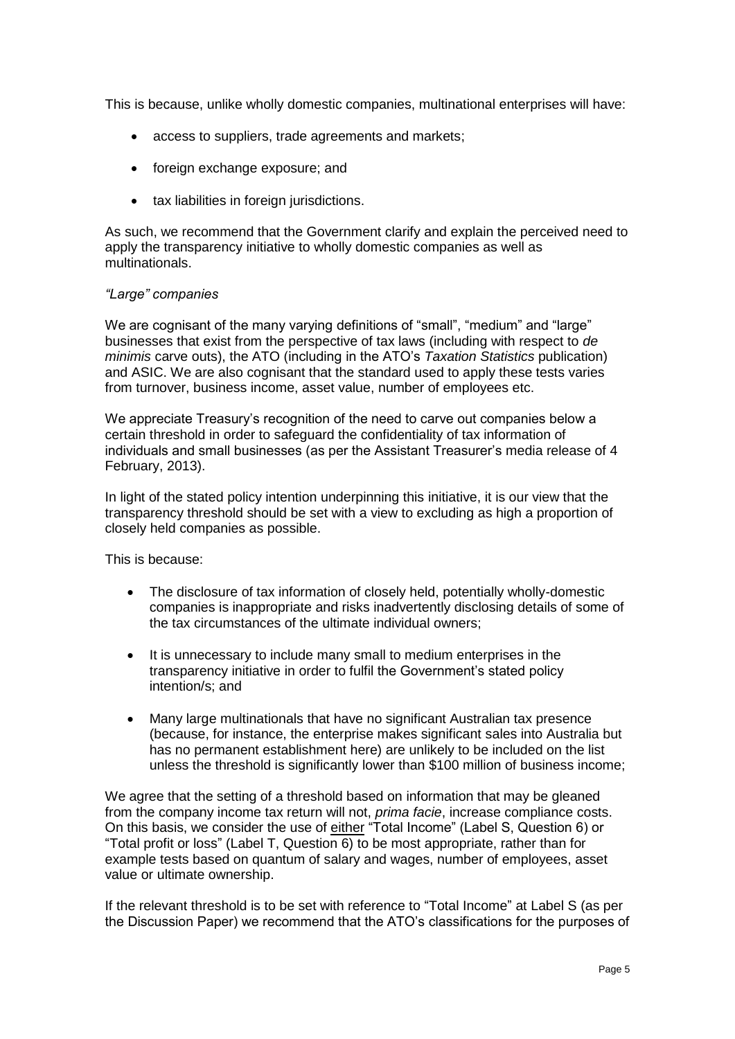This is because, unlike wholly domestic companies, multinational enterprises will have:

- access to suppliers, trade agreements and markets;
- foreign exchange exposure; and
- tax liabilities in foreign jurisdictions.

As such, we recommend that the Government clarify and explain the perceived need to apply the transparency initiative to wholly domestic companies as well as multinationals.

*"Large" companies*

We are cognisant of the many varying definitions of "small", "medium" and "large" businesses that exist from the perspective of tax laws (including with respect to *de minimis* carve outs), the ATO (including in the ATO's *Taxation Statistics* publication) and ASIC. We are also cognisant that the standard used to apply these tests varies from turnover, business income, asset value, number of employees etc.

We appreciate Treasury's recognition of the need to carve out companies below a certain threshold in order to safeguard the confidentiality of tax information of individuals and small businesses (as per the Assistant Treasurer's media release of 4 February, 2013).

In light of the stated policy intention underpinning this initiative, it is our view that the transparency threshold should be set with a view to excluding as high a proportion of closely held companies as possible.

This is because:

- The disclosure of tax information of closely held, potentially wholly-domestic companies is inappropriate and risks inadvertently disclosing details of some of the tax circumstances of the ultimate individual owners;
- It is unnecessary to include many small to medium enterprises in the transparency initiative in order to fulfil the Government's stated policy intention/s; and
- Many large multinationals that have no significant Australian tax presence (because, for instance, the enterprise makes significant sales into Australia but has no permanent establishment here) are unlikely to be included on the list unless the threshold is significantly lower than $100 million of business income;

We agree that the setting of a threshold based on information that may be gleaned from the company income tax return will not, *prima facie*, increase compliance costs. On this basis, we consider the use of either "Total Income" (Label S, Question 6) or "Total profit or loss" (Label T, Question 6) to be most appropriate, rather than for example tests based on quantum of salary and wages, number of employees, asset value or ultimate ownership.

If the relevant threshold is to be set with reference to "Total Income" at Label S (as per the Discussion Paper) we recommend that the ATO's classifications for the purposes of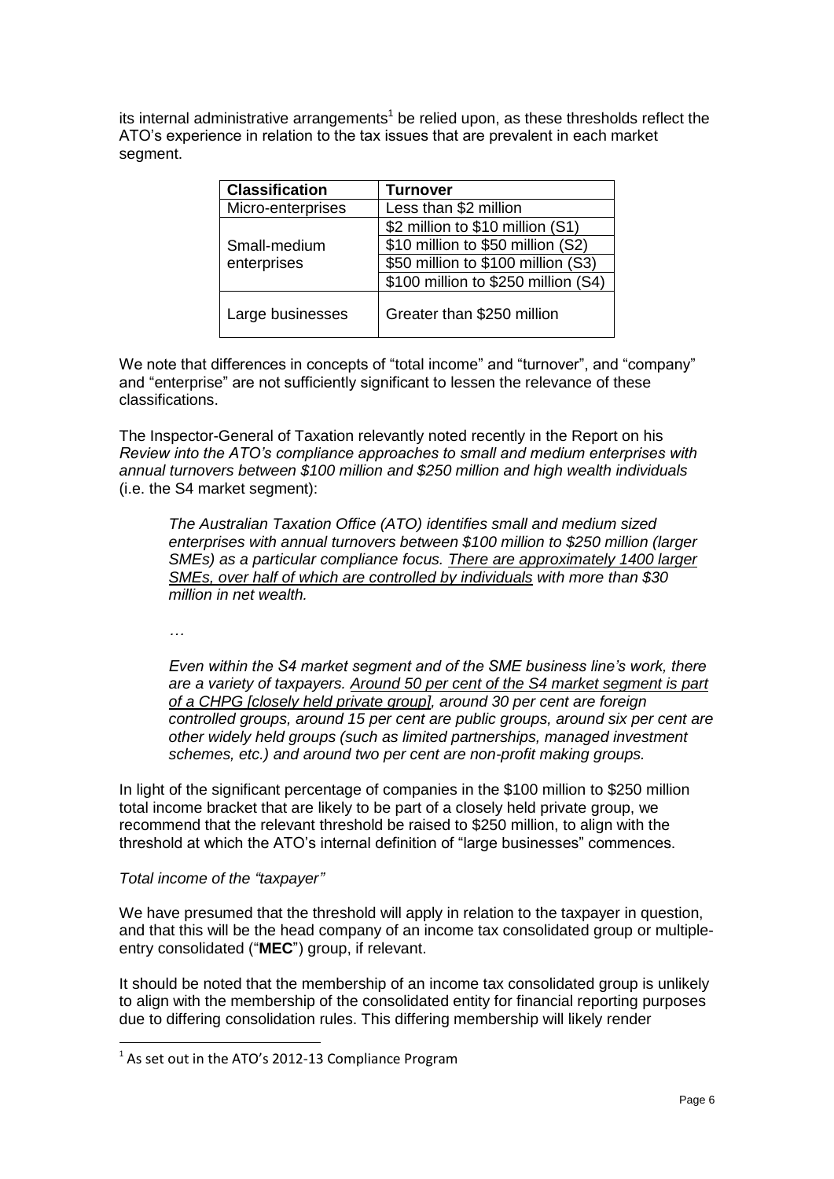its internal administrative arrangements[1] be relied upon, as these thresholds reflect the ATO's experience in relation to the tax issues that are prevalent in each market segment.

| Classification | Turnover |
|---|---|
| Micro-enterprises | Less than $2 million |
| Small-medium enterprises | $2 million to $10 million (S1) |
| | $10 million to $50 million (S2) |
| | $50 million to $100 million (S3) |
| | $100 million to $250 million (S4) |
| Large businesses | Greater than $250 million |

We note that differences in concepts of "total income" and "turnover", and "company" and "enterprise" are not sufficiently significant to lessen the relevance of these classifications.

The Inspector-General of Taxation relevantly noted recently in the Report on his *Review into the ATO's compliance approaches to small and medium enterprises with annual turnovers between $100 million and $250 million and high wealth individuals* (i.e. the S4 market segment):

> *The Australian Taxation Office (ATO) identifies small and medium sized enterprises with annual turnovers between $100 million to $250 million (larger SMEs) as a particular compliance focus. <u>There are approximately 1400 larger SMEs, over half of which are controlled by individuals</u> with more than $30 million in net wealth.*
>
> *…*
>
> *Even within the S4 market segment and of the SME business line's work, there are a variety of taxpayers. <u>Around 50 per cent of the S4 market segment is part of a CHPG [closely held private group]</u>, around 30 per cent are foreign controlled groups, around 15 per cent are public groups, around six per cent are other widely held groups (such as limited partnerships, managed investment schemes, etc.) and around two per cent are non-profit making groups.*

In light of the significant percentage of companies in the $100 million to $250 million total income bracket that are likely to be part of a closely held private group, we recommend that the relevant threshold be raised to $250 million, to align with the threshold at which the ATO's internal definition of "large businesses" commences.

*Total income of the "taxpayer"*

We have presumed that the threshold will apply in relation to the taxpayer in question, and that this will be the head company of an income tax consolidated group or multiple-entry consolidated ("**MEC**") group, if relevant.

It should be noted that the membership of an income tax consolidated group is unlikely to align with the membership of the consolidated entity for financial reporting purposes due to differing consolidation rules. This differing membership will likely render

[1] As set out in the ATO's 2012-13 Compliance Program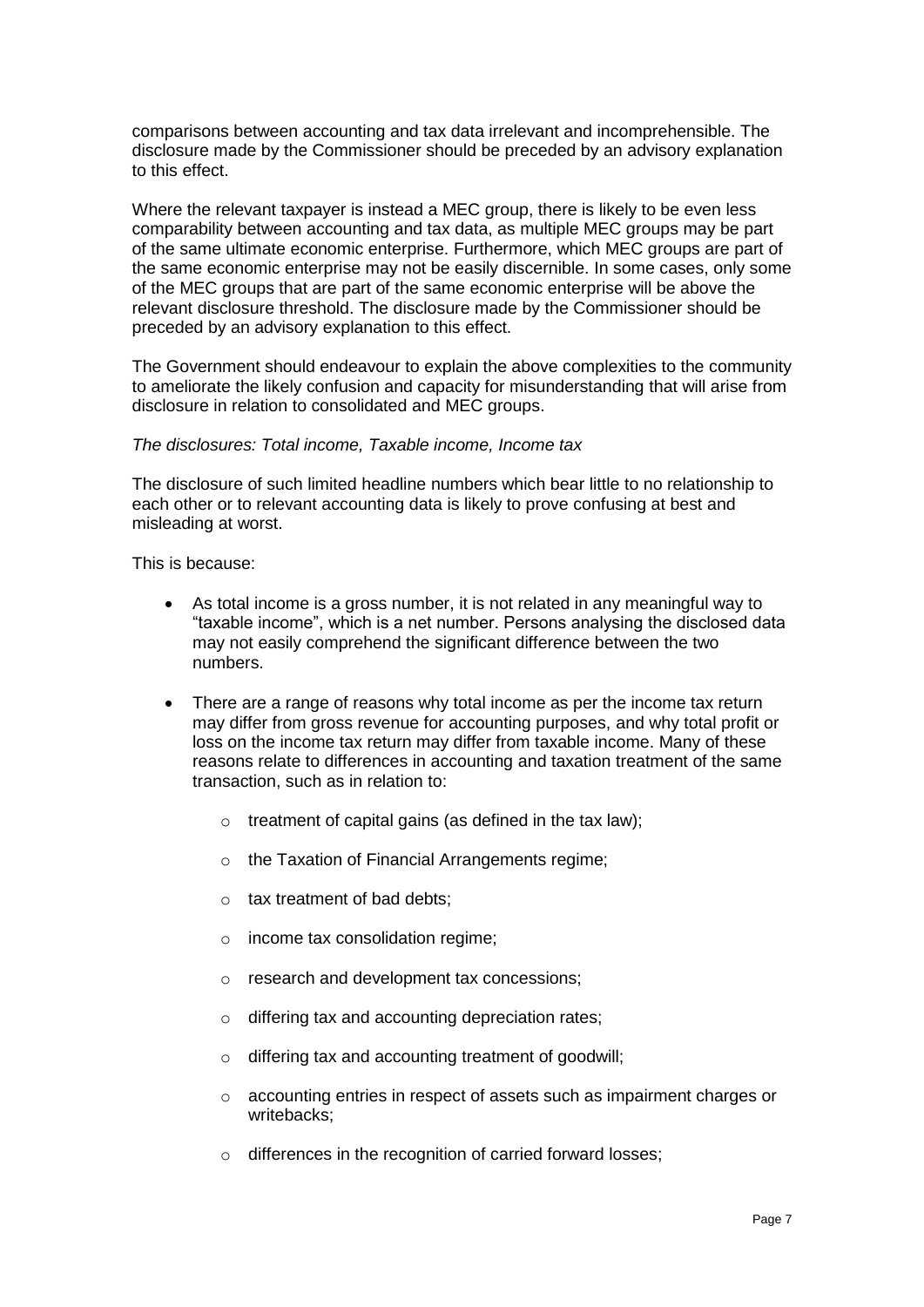comparisons between accounting and tax data irrelevant and incomprehensible. The disclosure made by the Commissioner should be preceded by an advisory explanation to this effect.

Where the relevant taxpayer is instead a MEC group, there is likely to be even less comparability between accounting and tax data, as multiple MEC groups may be part of the same ultimate economic enterprise. Furthermore, which MEC groups are part of the same economic enterprise may not be easily discernible. In some cases, only some of the MEC groups that are part of the same economic enterprise will be above the relevant disclosure threshold. The disclosure made by the Commissioner should be preceded by an advisory explanation to this effect.

The Government should endeavour to explain the above complexities to the community to ameliorate the likely confusion and capacity for misunderstanding that will arise from disclosure in relation to consolidated and MEC groups.

*The disclosures: Total income, Taxable income, Income tax*

The disclosure of such limited headline numbers which bear little to no relationship to each other or to relevant accounting data is likely to prove confusing at best and misleading at worst.

This is because:

- As total income is a gross number, it is not related in any meaningful way to "taxable income", which is a net number. Persons analysing the disclosed data may not easily comprehend the significant difference between the two numbers.
- There are a range of reasons why total income as per the income tax return may differ from gross revenue for accounting purposes, and why total profit or loss on the income tax return may differ from taxable income. Many of these reasons relate to differences in accounting and taxation treatment of the same transaction, such as in relation to:
  - treatment of capital gains (as defined in the tax law);
  - the Taxation of Financial Arrangements regime;
  - tax treatment of bad debts;
  - income tax consolidation regime;
  - research and development tax concessions;
  - differing tax and accounting depreciation rates;
  - differing tax and accounting treatment of goodwill;
  - accounting entries in respect of assets such as impairment charges or writebacks;
  - differences in the recognition of carried forward losses;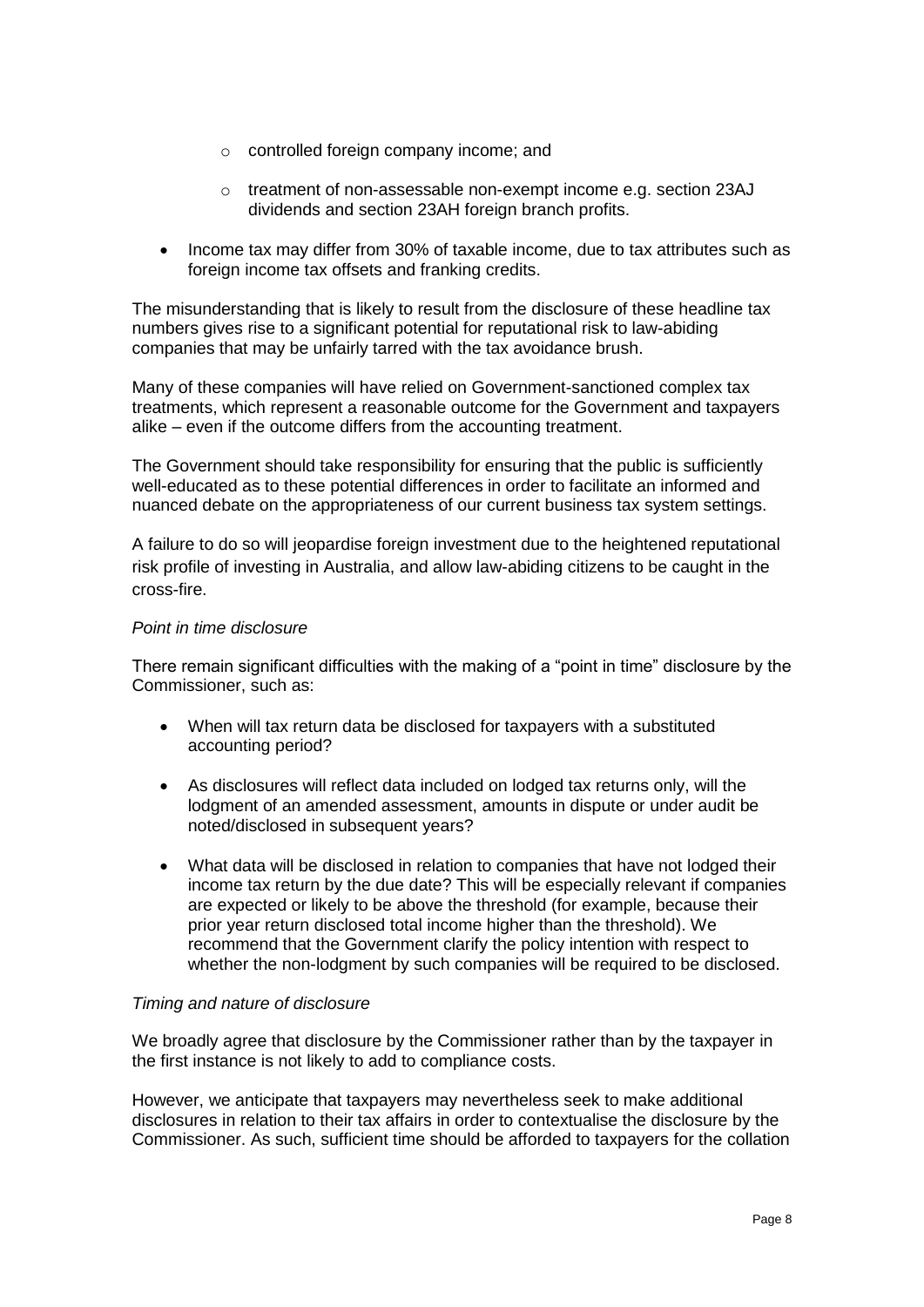- controlled foreign company income; and
  - treatment of non-assessable non-exempt income e.g. section 23AJ dividends and section 23AH foreign branch profits.

- Income tax may differ from 30% of taxable income, due to tax attributes such as foreign income tax offsets and franking credits.

The misunderstanding that is likely to result from the disclosure of these headline tax numbers gives rise to a significant potential for reputational risk to law-abiding companies that may be unfairly tarred with the tax avoidance brush.

Many of these companies will have relied on Government-sanctioned complex tax treatments, which represent a reasonable outcome for the Government and taxpayers alike – even if the outcome differs from the accounting treatment.

The Government should take responsibility for ensuring that the public is sufficiently well-educated as to these potential differences in order to facilitate an informed and nuanced debate on the appropriateness of our current business tax system settings.

A failure to do so will jeopardise foreign investment due to the heightened reputational risk profile of investing in Australia, and allow law-abiding citizens to be caught in the cross-fire.

*Point in time disclosure*

There remain significant difficulties with the making of a "point in time" disclosure by the Commissioner, such as:

- When will tax return data be disclosed for taxpayers with a substituted accounting period?
- As disclosures will reflect data included on lodged tax returns only, will the lodgment of an amended assessment, amounts in dispute or under audit be noted/disclosed in subsequent years?
- What data will be disclosed in relation to companies that have not lodged their income tax return by the due date? This will be especially relevant if companies are expected or likely to be above the threshold (for example, because their prior year return disclosed total income higher than the threshold). We recommend that the Government clarify the policy intention with respect to whether the non-lodgment by such companies will be required to be disclosed.

*Timing and nature of disclosure*

We broadly agree that disclosure by the Commissioner rather than by the taxpayer in the first instance is not likely to add to compliance costs.

However, we anticipate that taxpayers may nevertheless seek to make additional disclosures in relation to their tax affairs in order to contextualise the disclosure by the Commissioner. As such, sufficient time should be afforded to taxpayers for the collation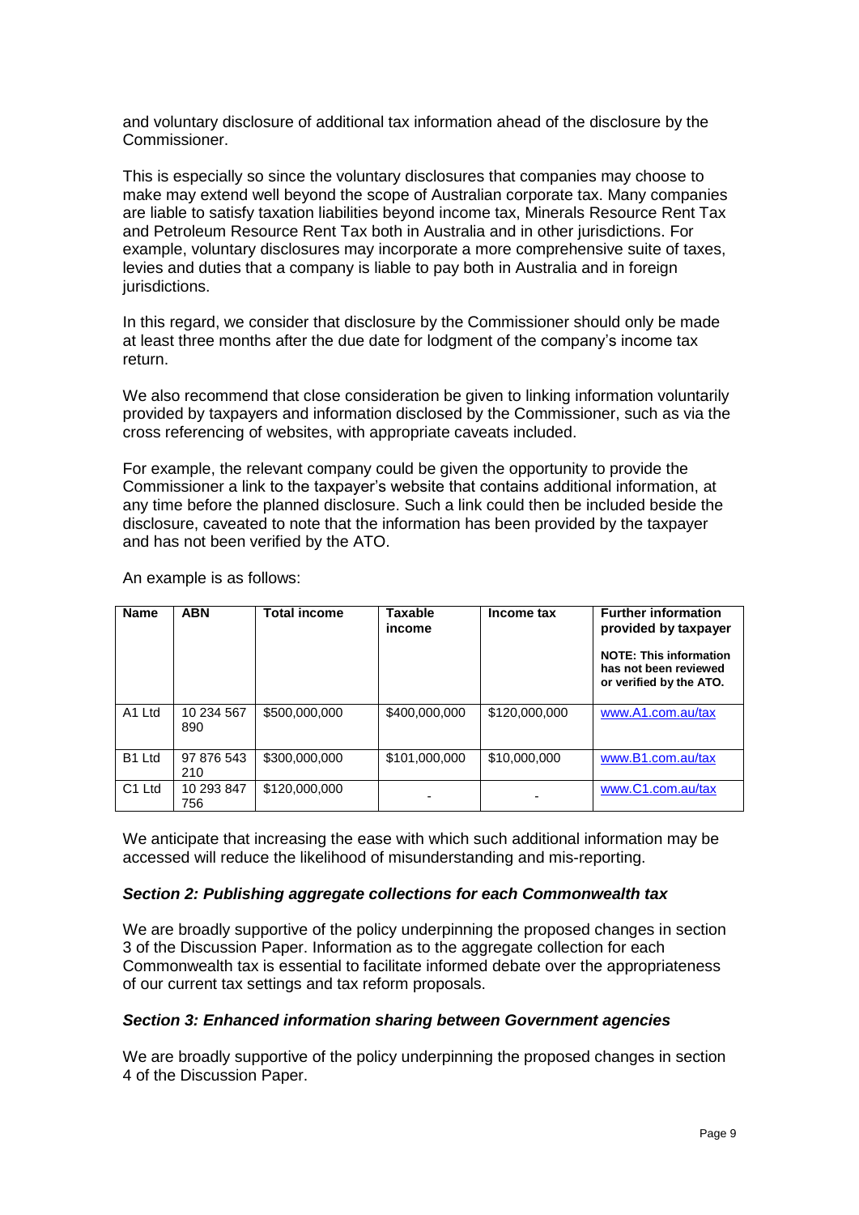and voluntary disclosure of additional tax information ahead of the disclosure by the Commissioner.

This is especially so since the voluntary disclosures that companies may choose to make may extend well beyond the scope of Australian corporate tax. Many companies are liable to satisfy taxation liabilities beyond income tax, Minerals Resource Rent Tax and Petroleum Resource Rent Tax both in Australia and in other jurisdictions. For example, voluntary disclosures may incorporate a more comprehensive suite of taxes, levies and duties that a company is liable to pay both in Australia and in foreign jurisdictions.

In this regard, we consider that disclosure by the Commissioner should only be made at least three months after the due date for lodgment of the company's income tax return.

We also recommend that close consideration be given to linking information voluntarily provided by taxpayers and information disclosed by the Commissioner, such as via the cross referencing of websites, with appropriate caveats included.

For example, the relevant company could be given the opportunity to provide the Commissioner a link to the taxpayer's website that contains additional information, at any time before the planned disclosure. Such a link could then be included beside the disclosure, caveated to note that the information has been provided by the taxpayer and has not been verified by the ATO.

An example is as follows:

| Name | ABN | Total income | Taxable income | Income tax | Further information provided by taxpayer<br><br>NOTE: This information has not been reviewed or verified by the ATO. |
|---|---|---|---|---|---|
| A1 Ltd | 10 234 567 890 | $500,000,000 | $400,000,000 | $120,000,000 | www.A1.com.au/tax |
| B1 Ltd | 97 876 543 210 | $300,000,000 | $101,000,000 | $10,000,000 | www.B1.com.au/tax |
| C1 Ltd | 10 293 847 756 | $120,000,000 | - | - | www.C1.com.au/tax |

We anticipate that increasing the ease with which such additional information may be accessed will reduce the likelihood of misunderstanding and mis-reporting.

### *Section 2: Publishing aggregate collections for each Commonwealth tax*

We are broadly supportive of the policy underpinning the proposed changes in section 3 of the Discussion Paper. Information as to the aggregate collection for each Commonwealth tax is essential to facilitate informed debate over the appropriateness of our current tax settings and tax reform proposals.

### *Section 3: Enhanced information sharing between Government agencies*

We are broadly supportive of the policy underpinning the proposed changes in section 4 of the Discussion Paper.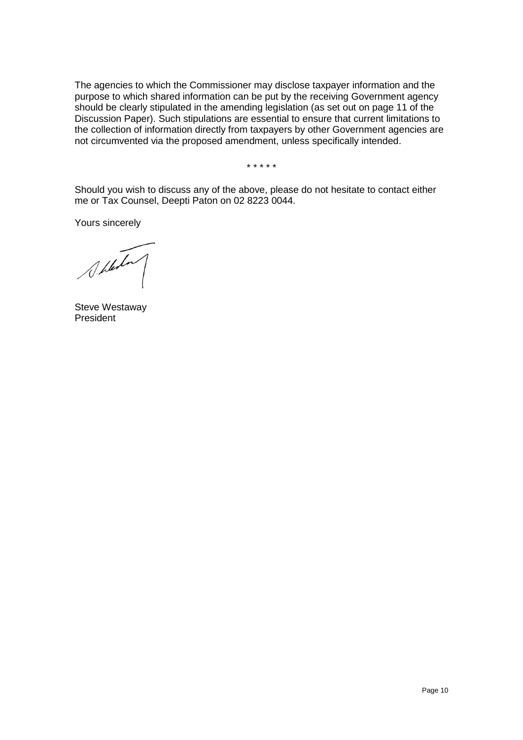The agencies to which the Commissioner may disclose taxpayer information and the purpose to which shared information can be put by the receiving Government agency should be clearly stipulated in the amending legislation (as set out on page 11 of the Discussion Paper). Such stipulations are essential to ensure that current limitations to the collection of information directly from taxpayers by other Government agencies are not circumvented via the proposed amendment, unless specifically intended.

\* \* \* \* \*

Should you wish to discuss any of the above, please do not hesitate to contact either me or Tax Counsel, Deepti Paton on 02 8223 0044.

Yours sincerely

Steve Westaway
President